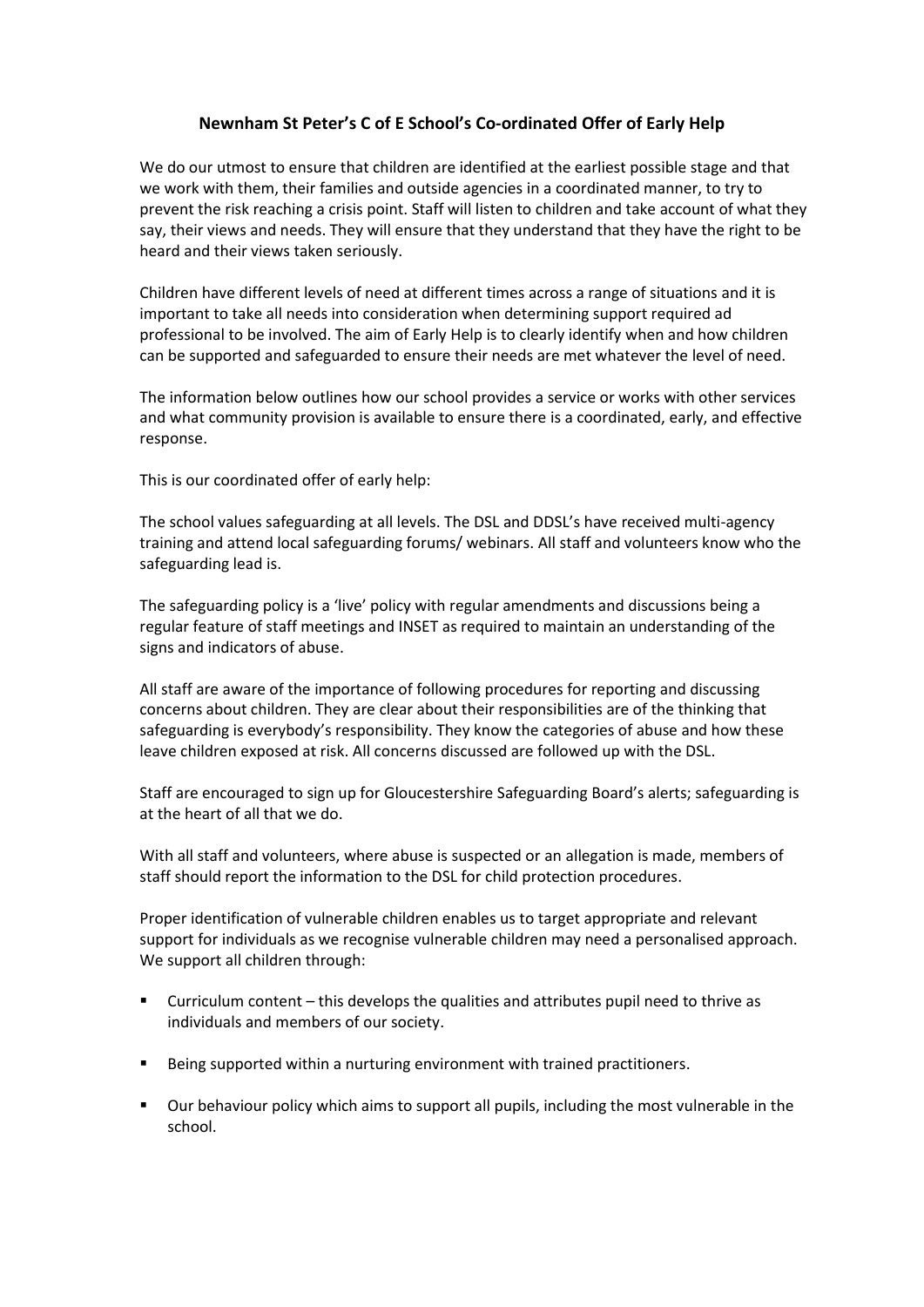# Newnham St Peter's C of E School's Co-ordinated Offer of Early Help

We do our utmost to ensure that children are identified at the earliest possible stage and that we work with them, their families and outside agencies in a coordinated manner, to try to prevent the risk reaching a crisis point. Staff will listen to children and take account of what they say, their views and needs. They will ensure that they understand that they have the right to be heard and their views taken seriously.

Children have different levels of need at different times across a range of situations and it is important to take all needs into consideration when determining support required ad professional to be involved. The aim of Early Help is to clearly identify when and how children can be supported and safeguarded to ensure their needs are met whatever the level of need.

The information below outlines how our school provides a service or works with other services and what community provision is available to ensure there is a coordinated, early, and effective response.

This is our coordinated offer of early help:

The school values safeguarding at all levels. The DSL and DDSL's have received multi-agency training and attend local safeguarding forums/ webinars. All staff and volunteers know who the safeguarding lead is.

The safeguarding policy is a 'live' policy with regular amendments and discussions being a regular feature of staff meetings and INSET as required to maintain an understanding of the signs and indicators of abuse.

All staff are aware of the importance of following procedures for reporting and discussing concerns about children. They are clear about their responsibilities are of the thinking that safeguarding is everybody's responsibility. They know the categories of abuse and how these leave children exposed at risk. All concerns discussed are followed up with the DSL.

Staff are encouraged to sign up for Gloucestershire Safeguarding Board's alerts; safeguarding is at the heart of all that we do.

With all staff and volunteers, where abuse is suspected or an allegation is made, members of staff should report the information to the DSL for child protection procedures.

Proper identification of vulnerable children enables us to target appropriate and relevant support for individuals as we recognise vulnerable children may need a personalised approach. We support all children through:

- Curriculum content – this develops the qualities and attributes pupil need to thrive as individuals and members of our society.
- Being supported within a nurturing environment with trained practitioners.
- Our behaviour policy which aims to support all pupils, including the most vulnerable in the school.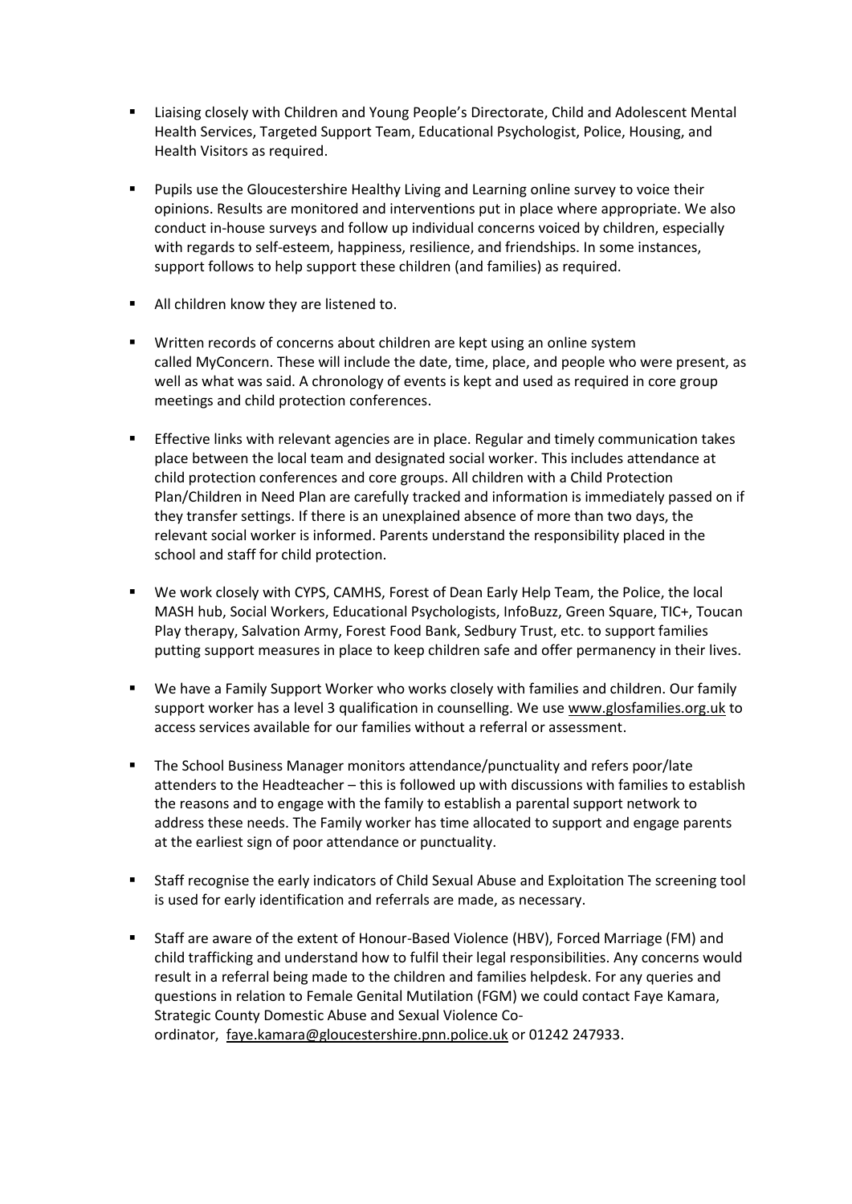- Liaising closely with Children and Young People's Directorate, Child and Adolescent Mental Health Services, Targeted Support Team, Educational Psychologist, Police, Housing, and Health Visitors as required.

- Pupils use the Gloucestershire Healthy Living and Learning online survey to voice their opinions. Results are monitored and interventions put in place where appropriate. We also conduct in-house surveys and follow up individual concerns voiced by children, especially with regards to self-esteem, happiness, resilience, and friendships. In some instances, support follows to help support these children (and families) as required.

- All children know they are listened to.

- Written records of concerns about children are kept using an online system called MyConcern. These will include the date, time, place, and people who were present, as well as what was said. A chronology of events is kept and used as required in core group meetings and child protection conferences.

- Effective links with relevant agencies are in place. Regular and timely communication takes place between the local team and designated social worker. This includes attendance at child protection conferences and core groups. All children with a Child Protection Plan/Children in Need Plan are carefully tracked and information is immediately passed on if they transfer settings. If there is an unexplained absence of more than two days, the relevant social worker is informed. Parents understand the responsibility placed in the school and staff for child protection.

- We work closely with CYPS, CAMHS, Forest of Dean Early Help Team, the Police, the local MASH hub, Social Workers, Educational Psychologists, InfoBuzz, Green Square, TIC+, Toucan Play therapy, Salvation Army, Forest Food Bank, Sedbury Trust, etc. to support families putting support measures in place to keep children safe and offer permanency in their lives.

- We have a Family Support Worker who works closely with families and children. Our family support worker has a level 3 qualification in counselling. We use www.glosfamilies.org.uk to access services available for our families without a referral or assessment.

- The School Business Manager monitors attendance/punctuality and refers poor/late attenders to the Headteacher – this is followed up with discussions with families to establish the reasons and to engage with the family to establish a parental support network to address these needs. The Family worker has time allocated to support and engage parents at the earliest sign of poor attendance or punctuality.

- Staff recognise the early indicators of Child Sexual Abuse and Exploitation The screening tool is used for early identification and referrals are made, as necessary.

- Staff are aware of the extent of Honour-Based Violence (HBV), Forced Marriage (FM) and child trafficking and understand how to fulfil their legal responsibilities. Any concerns would result in a referral being made to the children and families helpdesk. For any queries and questions in relation to Female Genital Mutilation (FGM) we could contact Faye Kamara, Strategic County Domestic Abuse and Sexual Violence Co-ordinator, faye.kamara@gloucestershire.pnn.police.uk or 01242 247933.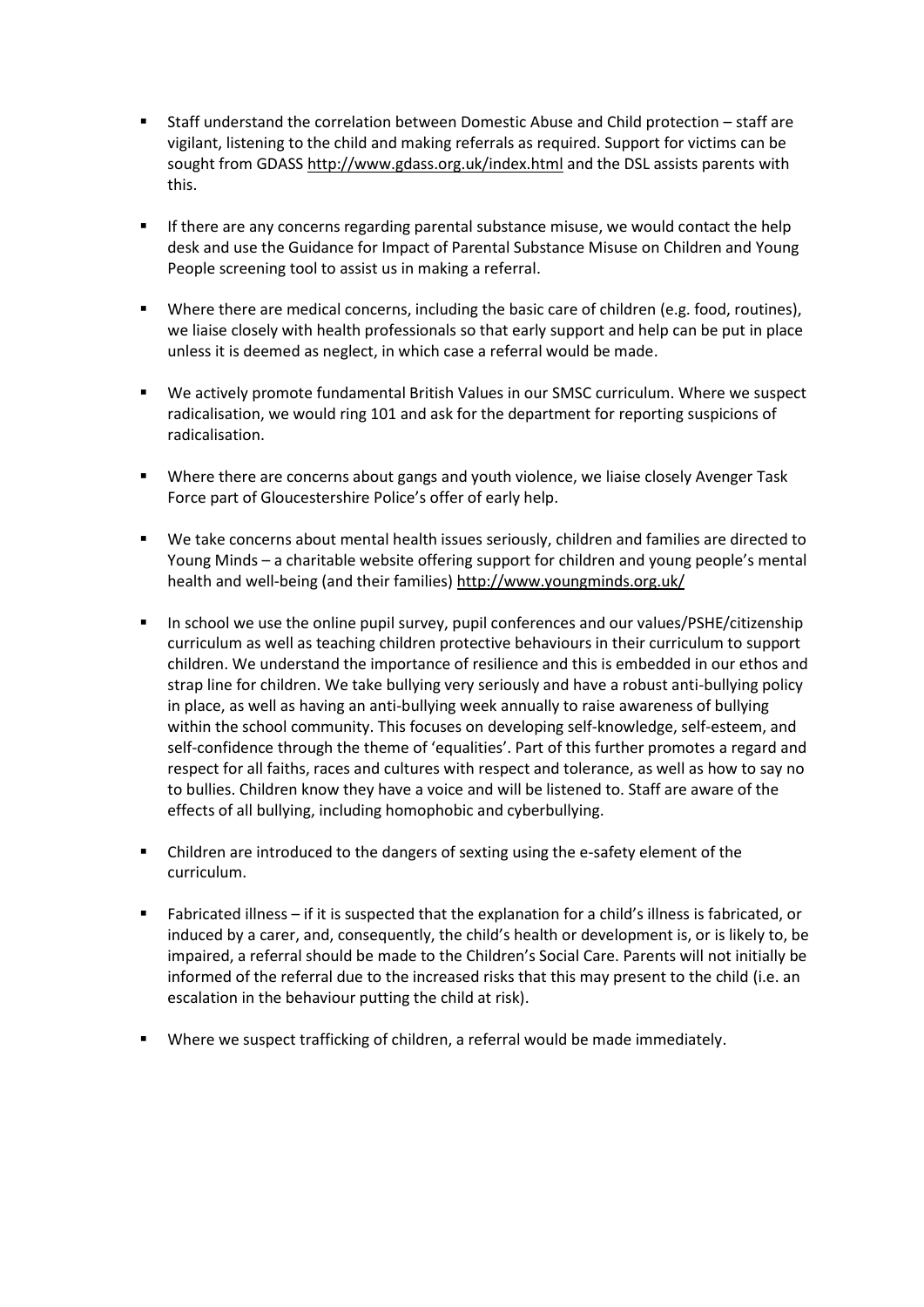- Staff understand the correlation between Domestic Abuse and Child protection – staff are vigilant, listening to the child and making referrals as required. Support for victims can be sought from GDASS http://www.gdass.org.uk/index.html and the DSL assists parents with this.

- If there are any concerns regarding parental substance misuse, we would contact the help desk and use the Guidance for Impact of Parental Substance Misuse on Children and Young People screening tool to assist us in making a referral.

- Where there are medical concerns, including the basic care of children (e.g. food, routines), we liaise closely with health professionals so that early support and help can be put in place unless it is deemed as neglect, in which case a referral would be made.

- We actively promote fundamental British Values in our SMSC curriculum. Where we suspect radicalisation, we would ring 101 and ask for the department for reporting suspicions of radicalisation.

- Where there are concerns about gangs and youth violence, we liaise closely Avenger Task Force part of Gloucestershire Police's offer of early help.

- We take concerns about mental health issues seriously, children and families are directed to Young Minds – a charitable website offering support for children and young people's mental health and well-being (and their families) http://www.youngminds.org.uk/

- In school we use the online pupil survey, pupil conferences and our values/PSHE/citizenship curriculum as well as teaching children protective behaviours in their curriculum to support children. We understand the importance of resilience and this is embedded in our ethos and strap line for children. We take bullying very seriously and have a robust anti-bullying policy in place, as well as having an anti-bullying week annually to raise awareness of bullying within the school community. This focuses on developing self-knowledge, self-esteem, and self-confidence through the theme of 'equalities'. Part of this further promotes a regard and respect for all faiths, races and cultures with respect and tolerance, as well as how to say no to bullies. Children know they have a voice and will be listened to. Staff are aware of the effects of all bullying, including homophobic and cyberbullying.

- Children are introduced to the dangers of sexting using the e-safety element of the curriculum.

- Fabricated illness – if it is suspected that the explanation for a child's illness is fabricated, or induced by a carer, and, consequently, the child's health or development is, or is likely to, be impaired, a referral should be made to the Children's Social Care. Parents will not initially be informed of the referral due to the increased risks that this may present to the child (i.e. an escalation in the behaviour putting the child at risk).

- Where we suspect trafficking of children, a referral would be made immediately.